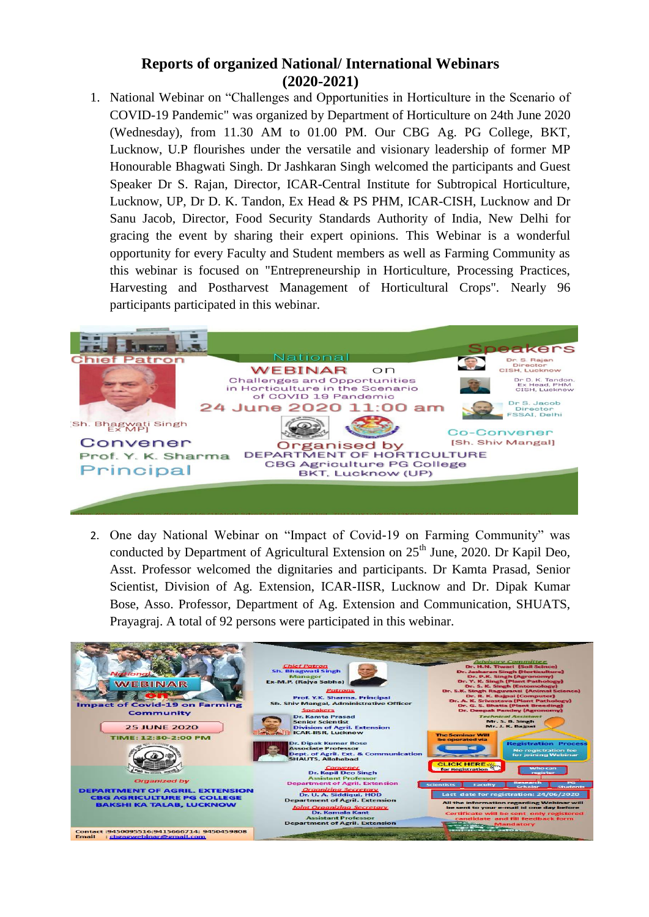# Reports of organized National/ International Webinars (2020-2021)

1. National Webinar on "Challenges and Opportunities in Horticulture in the Scenario of COVID-19 Pandemic" was organized by Department of Horticulture on 24th June 2020 (Wednesday), from 11.30 AM to 01.00 PM. Our CBG Ag. PG College, BKT, Lucknow, U.P flourishes under the versatile and visionary leadership of former MP Honourable Bhagwati Singh. Dr Jashkaran Singh welcomed the participants and Guest Speaker Dr S. Rajan, Director, ICAR-Central Institute for Subtropical Horticulture, Lucknow, UP, Dr D. K. Tandon, Ex Head & PS PHM, ICAR-CISH, Lucknow and Dr Sanu Jacob, Director, Food Security Standards Authority of India, New Delhi for gracing the event by sharing their expert opinions. This Webinar is a wonderful opportunity for every Faculty and Student members as well as Farming Community as this webinar is focused on "Entrepreneurship in Horticulture, Processing Practices, Harvesting and Postharvest Management of Horticultural Crops". Nearly 96 participants participated in this webinar.

2. One day National Webinar on "Impact of Covid-19 on Farming Community" was conducted by Department of Agricultural Extension on 25th June, 2020. Dr Kapil Deo, Asst. Professor welcomed the dignitaries and participants. Dr Kamta Prasad, Senior Scientist, Division of Ag. Extension, ICAR-IISR, Lucknow and Dr. Dipak Kumar Bose, Asso. Professor, Department of Ag. Extension and Communication, SHUATS, Prayagraj. A total of 92 persons were participated in this webinar.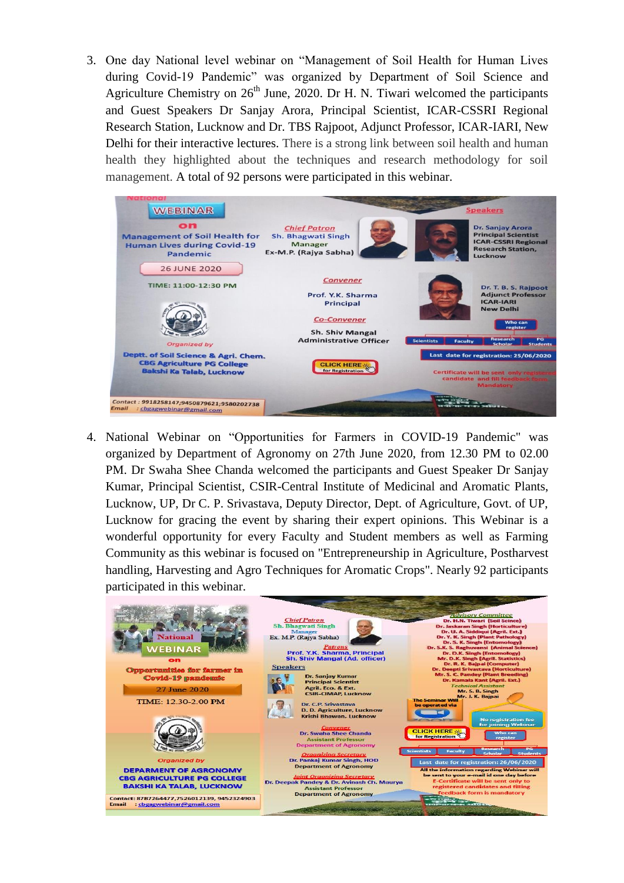3. One day National level webinar on "Management of Soil Health for Human Lives during Covid-19 Pandemic" was organized by Department of Soil Science and Agriculture Chemistry on 26[th] June, 2020. Dr H. N. Tiwari welcomed the participants and Guest Speakers Dr Sanjay Arora, Principal Scientist, ICAR-CSSRI Regional Research Station, Lucknow and Dr. TBS Rajpoot, Adjunct Professor, ICAR-IARI, New Delhi for their interactive lectures. There is a strong link between soil health and human health they highlighted about the techniques and research methodology for soil management. A total of 92 persons were participated in this webinar.

4. National Webinar on "Opportunities for Farmers in COVID-19 Pandemic" was organized by Department of Agronomy on 27th June 2020, from 12.30 PM to 02.00 PM. Dr Swaha Shee Chanda welcomed the participants and Guest Speaker Dr Sanjay Kumar, Principal Scientist, CSIR-Central Institute of Medicinal and Aromatic Plants, Lucknow, UP, Dr C. P. Srivastava, Deputy Director, Dept. of Agriculture, Govt. of UP, Lucknow for gracing the event by sharing their expert opinions. This Webinar is a wonderful opportunity for every Faculty and Student members as well as Farming Community as this webinar is focused on "Entrepreneurship in Agriculture, Postharvest handling, Harvesting and Agro Techniques for Aromatic Crops". Nearly 92 participants participated in this webinar.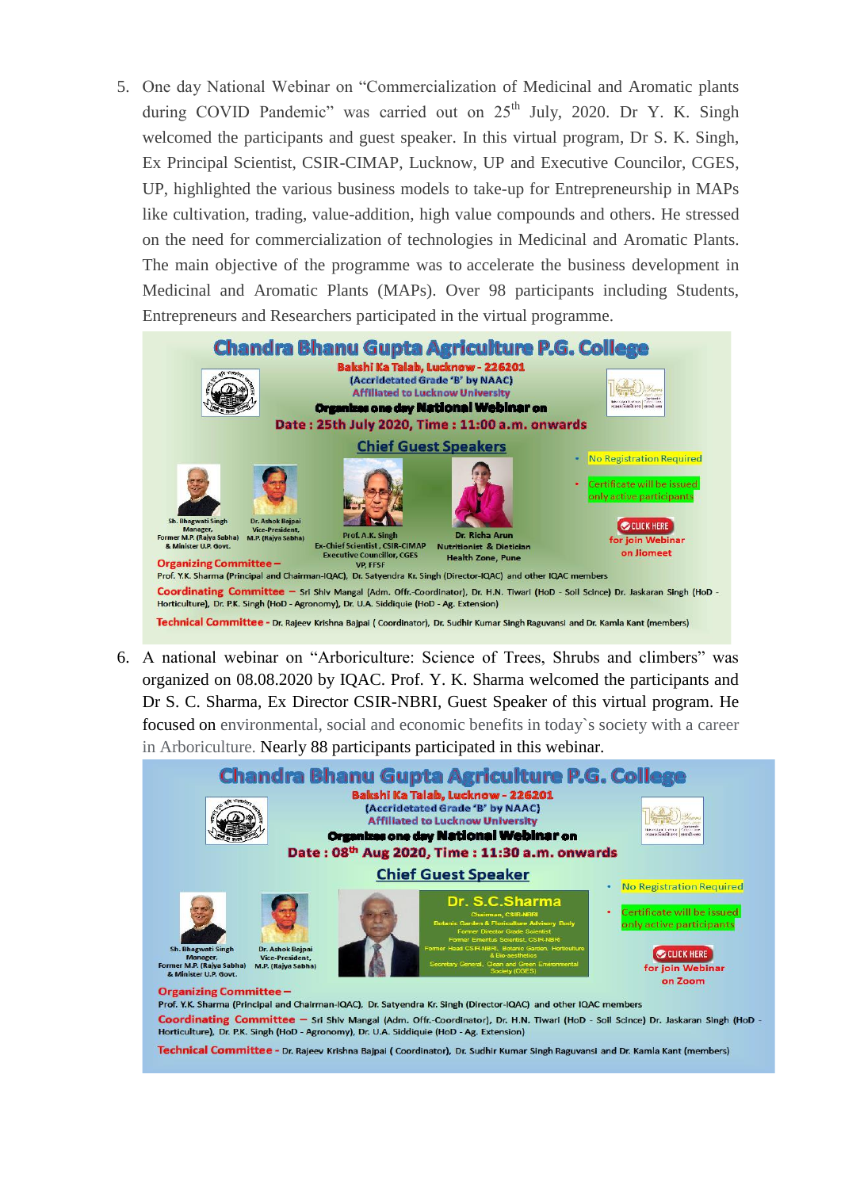5. One day National Webinar on "Commercialization of Medicinal and Aromatic plants during COVID Pandemic" was carried out on 25th July, 2020. Dr Y. K. Singh welcomed the participants and guest speaker. In this virtual program, Dr S. K. Singh, Ex Principal Scientist, CSIR-CIMAP, Lucknow, UP and Executive Councilor, CGES, UP, highlighted the various business models to take-up for Entrepreneurship in MAPs like cultivation, trading, value-addition, high value compounds and others. He stressed on the need for commercialization of technologies in Medicinal and Aromatic Plants. The main objective of the programme was to accelerate the business development in Medicinal and Aromatic Plants (MAPs). Over 98 participants including Students, Entrepreneurs and Researchers participated in the virtual programme.

Chandra Bhanu Gupta Agriculture P.G. College
Bakshi Ka Talab, Lucknow - 226201
(Accridetated Grade 'B' by NAAC)
Affiliated to Lucknow University
Organizes one day National Webinar on
Date : 25th July 2020, Time : 11:00 a.m. onwards

Chief Guest Speakers

Sh. Bhagwati Singh, Manager, Former M.P. (Rajya Sabha) & Minister U.P. Govt.
Dr. Ashok Bajpai, Vice-President, M.P. (Rajya Sabha)
Prof. A.K. Singh, Ex-Chief Scientist, CSIR-CIMAP, Executive Councillor, CGES, VP, FFSF
Dr. Richa Arun, Nutritionist & Dietician, Health Zone, Pune

- No Registration Required
- Certificate will be issued only active participants

CLICK HERE for join Webinar on Jiomeet

Organizing Committee – Prof. Y.K. Sharma (Principal and Chairman-IQAC), Dr. Satyendra Kr. Singh (Director-IQAC) and other IQAC members

Coordinating Committee – Sri Shiv Mangal (Adm. Offr.-Coordinator), Dr. H.N. Tiwari (HoD - Soil Scince) Dr. Jaskaran Singh (HoD - Horticulture), Dr. P.K. Singh (HoD - Agronomy), Dr. U.A. Siddiquie (HoD - Ag. Extension)

Technical Committee - Dr. Rajeev Krishna Bajpai ( Coordinator), Dr. Sudhir Kumar Singh Raguvansi and Dr. Kamla Kant (members)

6. A national webinar on "Arboriculture: Science of Trees, Shrubs and climbers" was organized on 08.08.2020 by IQAC. Prof. Y. K. Sharma welcomed the participants and Dr S. C. Sharma, Ex Director CSIR-NBRI, Guest Speaker of this virtual program. He focused on environmental, social and economic benefits in today`s society with a career in Arboriculture. Nearly 88 participants participated in this webinar.

Chandra Bhanu Gupta Agriculture P.G. College
Bakshi Ka Talab, Lucknow - 226201
(Accridetated Grade 'B' by NAAC)
Affiliated to Lucknow University
Organizes one day National Webinar on
Date : 08th Aug 2020, Time : 11:30 a.m. onwards

Chief Guest Speaker

Sh. Bhagwati Singh, Manager, Former M.P. (Rajya Sabha) & Minister U.P. Govt.
Dr. Ashok Bajpai, Vice-President, M.P. (Rajya Sabha)

Dr. S.C.Sharma
Chairman, CSIR-NBRI
Botanic Garden & Floriculture Advisory Body
Former Director Grade Scientist
Former Emeritus Scientist, CSIR-NBRI
Former Head CSIR-NBRI, Botanic Garden, Horticulture & Eco-aesthetics
Secretary General, Clean and Green Environmental Society (CGES)

- No Registration Required
- Certificate will be issued only active participants

CLICK HERE for join Webinar on Zoom

Organizing Committee – Prof. Y.K. Sharma (Principal and Chairman-IQAC), Dr. Satyendra Kr. Singh (Director-IQAC) and other IQAC members

Coordinating Committee – Sri Shiv Mangal (Adm. Offr.-Coordinator), Dr. H.N. Tiwari (HoD - Soil Scince) Dr. Jaskaran Singh (HoD - Horticulture), Dr. P.K. Singh (HoD - Agronomy), Dr. U.A. Siddiquie (HoD - Ag. Extension)

Technical Committee - Dr. Rajeev Krishna Bajpai ( Coordinator), Dr. Sudhir Kumar Singh Raguvansi and Dr. Kamla Kant (members)